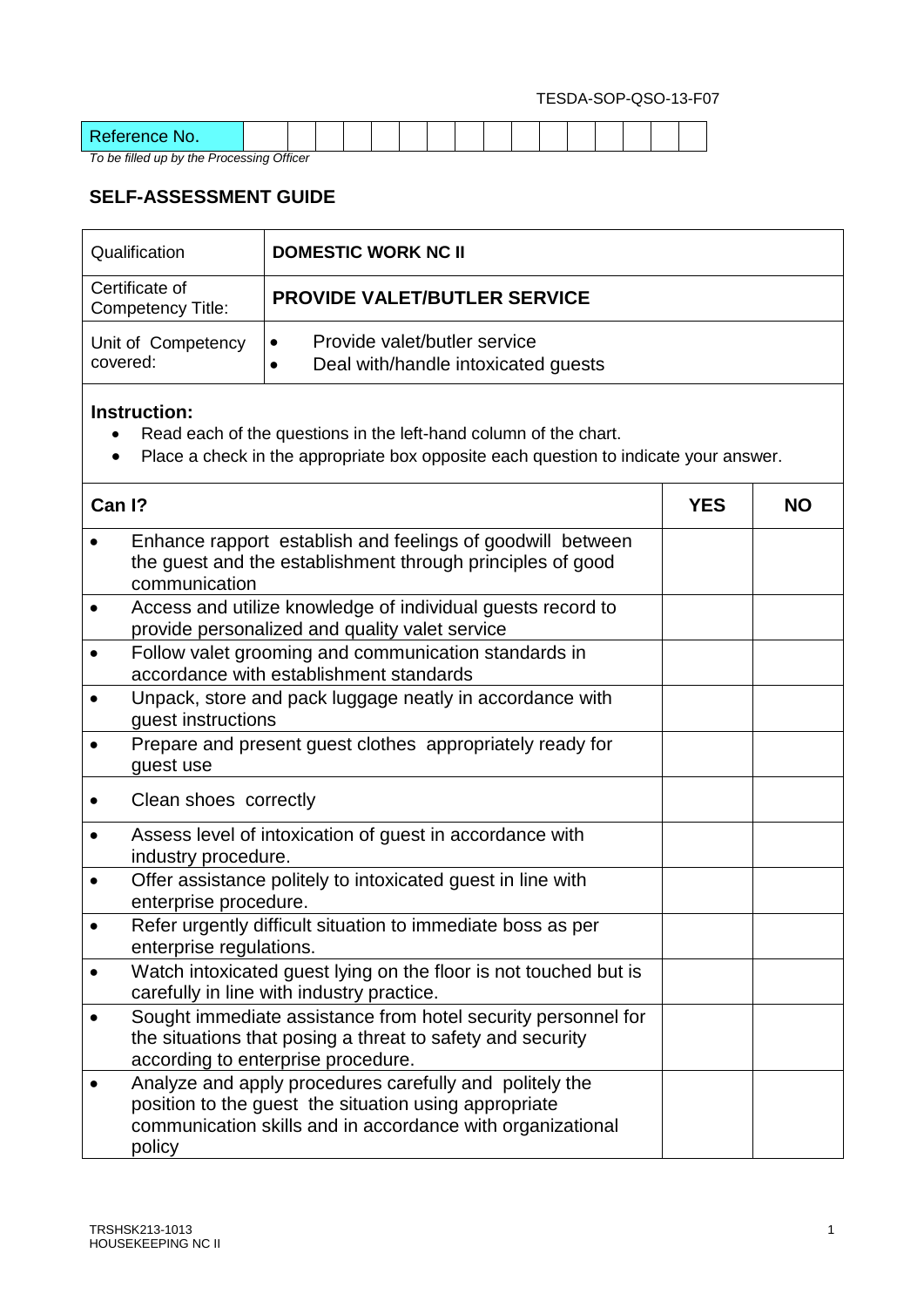TESDA-SOP-QSO-13-F07

| Reference No. | | | | | | | | | | | | | | | | |
|---|---|---|---|---|---|---|---|---|---|---|---|---|---|---|---|---|

*To be filled up by the Processing Officer*

## SELF-ASSESSMENT GUIDE

| Qualification | **DOMESTIC WORK NC II** |
|---|---|
| Certificate of Competency Title: | **PROVIDE VALET/BUTLER SERVICE** |
| Unit of Competency covered: | • Provide valet/butler service<br>• Deal with/handle intoxicated guests |

**Instruction:**

- Read each of the questions in the left-hand column of the chart.
- Place a check in the appropriate box opposite each question to indicate your answer.

| Can I? | YES | NO |
|---|---|---|
| • Enhance rapport establish and feelings of goodwill between the guest and the establishment through principles of good communication | | |
| • Access and utilize knowledge of individual guests record to provide personalized and quality valet service | | |
| • Follow valet grooming and communication standards in accordance with establishment standards | | |
| • Unpack, store and pack luggage neatly in accordance with guest instructions | | |
| • Prepare and present guest clothes appropriately ready for guest use | | |
| • Clean shoes correctly | | |
| • Assess level of intoxication of guest in accordance with industry procedure. | | |
| • Offer assistance politely to intoxicated guest in line with enterprise procedure. | | |
| • Refer urgently difficult situation to immediate boss as per enterprise regulations. | | |
| • Watch intoxicated guest lying on the floor is not touched but is carefully in line with industry practice. | | |
| • Sought immediate assistance from hotel security personnel for the situations that posing a threat to safety and security according to enterprise procedure. | | |
| • Analyze and apply procedures carefully and politely the position to the guest the situation using appropriate communication skills and in accordance with organizational policy | | |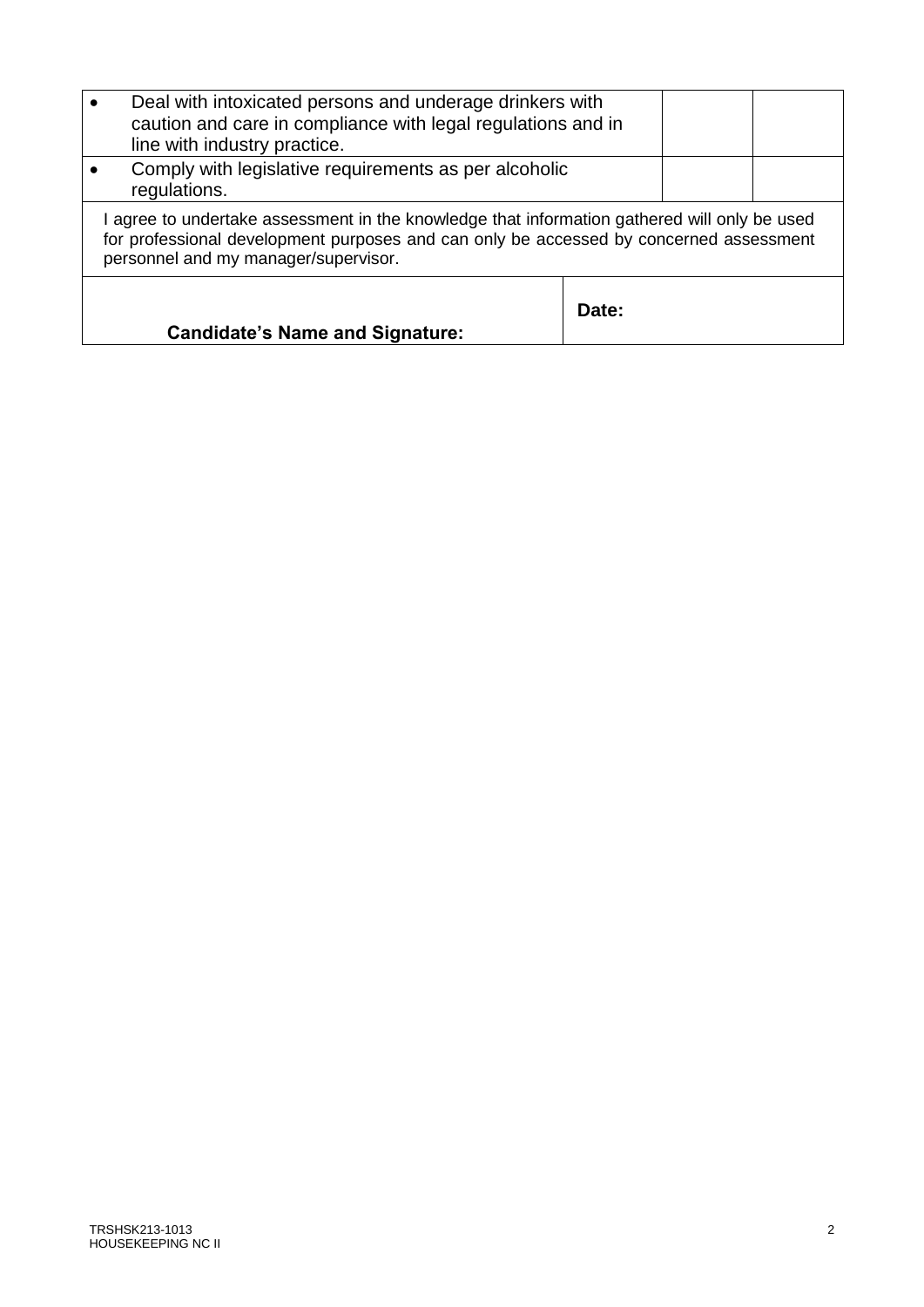| | | |
|---|---|---|
| • Deal with intoxicated persons and underage drinkers with caution and care in compliance with legal regulations and in line with industry practice. | | |
| • Comply with legislative requirements as per alcoholic regulations. | | |
| I agree to undertake assessment in the knowledge that information gathered will only be used for professional development purposes and can only be accessed by concerned assessment personnel and my manager/supervisor. | | |
| **Candidate's Name and Signature:** | **Date:** | |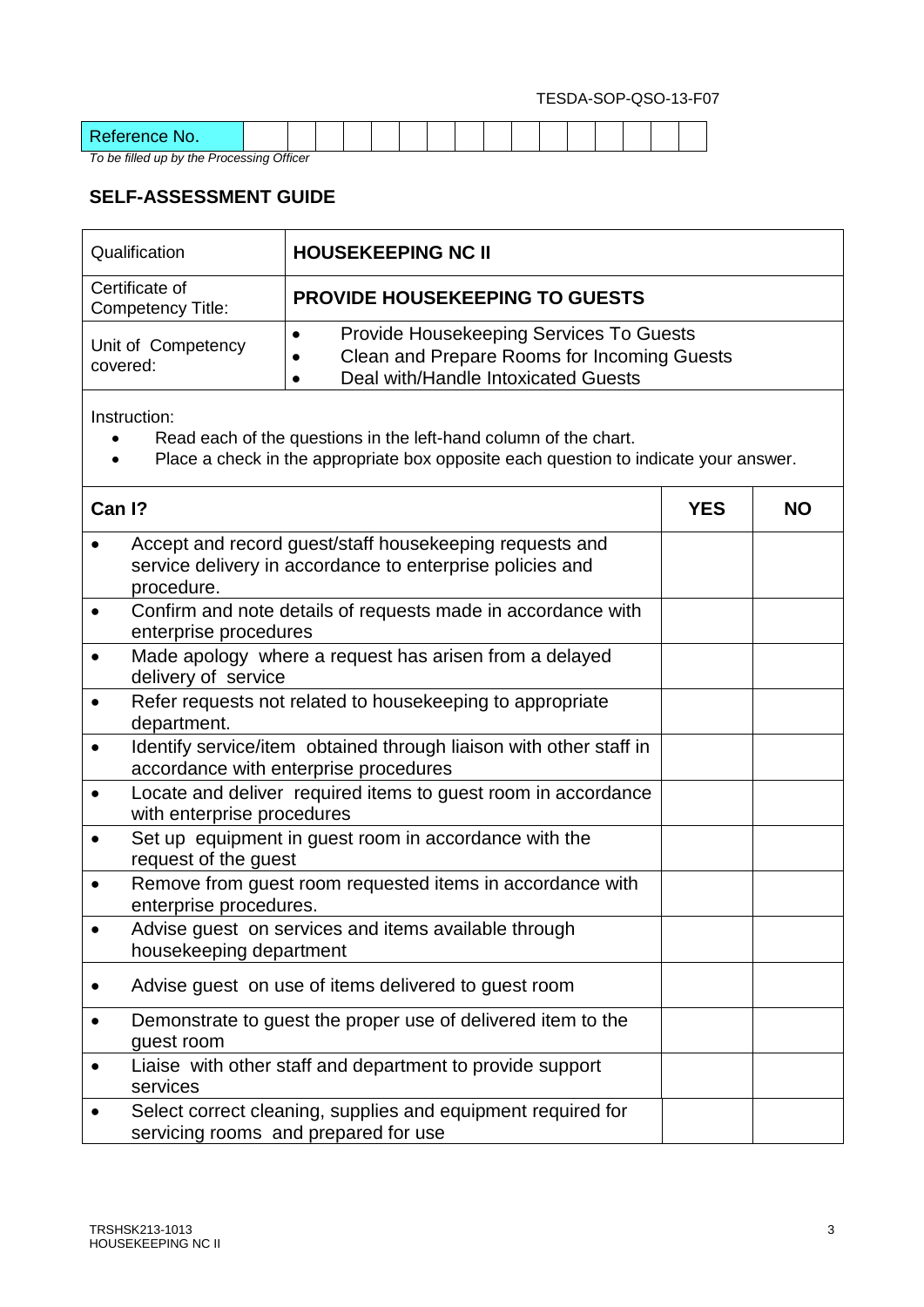TESDA-SOP-QSO-13-F07

| Reference No. | | | | | | | | | | | | | | | | |
|---|---|---|---|---|---|---|---|---|---|---|---|---|---|---|---|---|

*To be filled up by the Processing Officer*

## SELF-ASSESSMENT GUIDE

| Qualification | **HOUSEKEEPING NC II** |
|---|---|
| Certificate of Competency Title: | **PROVIDE HOUSEKEEPING TO GUESTS** |
| Unit of Competency covered: | • Provide Housekeeping Services To Guests<br>• Clean and Prepare Rooms for Incoming Guests<br>• Deal with/Handle Intoxicated Guests |

Instruction:

- Read each of the questions in the left-hand column of the chart.
- Place a check in the appropriate box opposite each question to indicate your answer.

| Can I? | YES | NO |
|---|---|---|
| • Accept and record guest/staff housekeeping requests and service delivery in accordance to enterprise policies and procedure. | | |
| • Confirm and note details of requests made in accordance with enterprise procedures | | |
| • Made apology where a request has arisen from a delayed delivery of service | | |
| • Refer requests not related to housekeeping to appropriate department. | | |
| • Identify service/item obtained through liaison with other staff in accordance with enterprise procedures | | |
| • Locate and deliver required items to guest room in accordance with enterprise procedures | | |
| • Set up equipment in guest room in accordance with the request of the guest | | |
| • Remove from guest room requested items in accordance with enterprise procedures. | | |
| • Advise guest on services and items available through housekeeping department | | |
| • Advise guest on use of items delivered to guest room | | |
| • Demonstrate to guest the proper use of delivered item to the guest room | | |
| • Liaise with other staff and department to provide support services | | |
| • Select correct cleaning, supplies and equipment required for servicing rooms and prepared for use | | |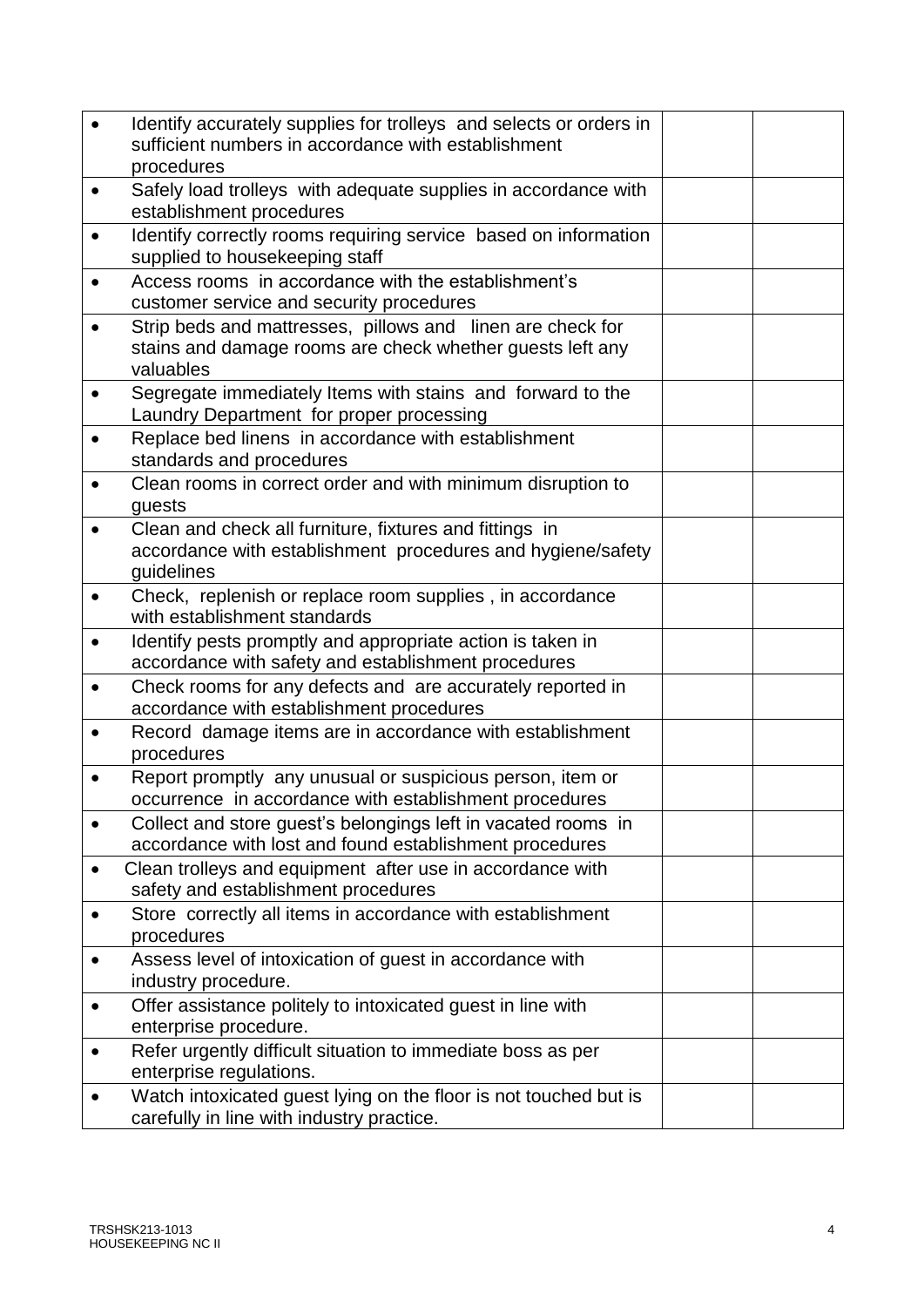| | | |
|---|---|---|
| • Identify accurately supplies for trolleys and selects or orders in sufficient numbers in accordance with establishment procedures | | |
| • Safely load trolleys with adequate supplies in accordance with establishment procedures | | |
| • Identify correctly rooms requiring service based on information supplied to housekeeping staff | | |
| • Access rooms in accordance with the establishment's customer service and security procedures | | |
| • Strip beds and mattresses, pillows and linen are check for stains and damage rooms are check whether guests left any valuables | | |
| • Segregate immediately Items with stains and forward to the Laundry Department for proper processing | | |
| • Replace bed linens in accordance with establishment standards and procedures | | |
| • Clean rooms in correct order and with minimum disruption to guests | | |
| • Clean and check all furniture, fixtures and fittings in accordance with establishment procedures and hygiene/safety guidelines | | |
| • Check, replenish or replace room supplies , in accordance with establishment standards | | |
| • Identify pests promptly and appropriate action is taken in accordance with safety and establishment procedures | | |
| • Check rooms for any defects and are accurately reported in accordance with establishment procedures | | |
| • Record damage items are in accordance with establishment procedures | | |
| • Report promptly any unusual or suspicious person, item or occurrence in accordance with establishment procedures | | |
| • Collect and store guest's belongings left in vacated rooms in accordance with lost and found establishment procedures | | |
| • Clean trolleys and equipment after use in accordance with safety and establishment procedures | | |
| • Store correctly all items in accordance with establishment procedures | | |
| • Assess level of intoxication of guest in accordance with industry procedure. | | |
| • Offer assistance politely to intoxicated guest in line with enterprise procedure. | | |
| • Refer urgently difficult situation to immediate boss as per enterprise regulations. | | |
| • Watch intoxicated guest lying on the floor is not touched but is carefully in line with industry practice. | | |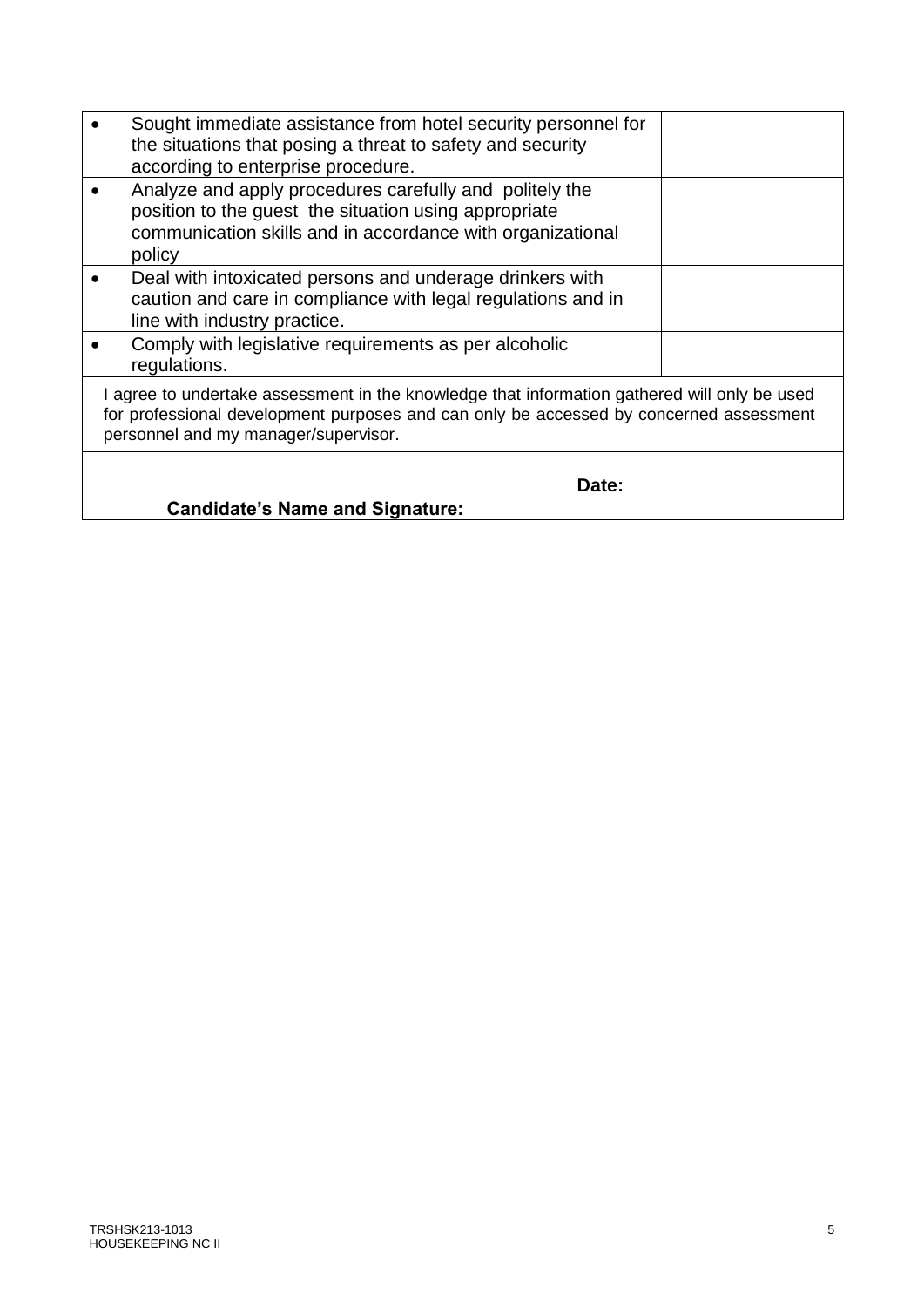| | | |
|---|---|---|
| • Sought immediate assistance from hotel security personnel for the situations that posing a threat to safety and security according to enterprise procedure. | | |
| • Analyze and apply procedures carefully and politely the position to the guest the situation using appropriate communication skills and in accordance with organizational policy | | |
| • Deal with intoxicated persons and underage drinkers with caution and care in compliance with legal regulations and in line with industry practice. | | |
| • Comply with legislative requirements as per alcoholic regulations. | | |
| I agree to undertake assessment in the knowledge that information gathered will only be used for professional development purposes and can only be accessed by concerned assessment personnel and my manager/supervisor. | | |
| **Candidate's Name and Signature:** | **Date:** | |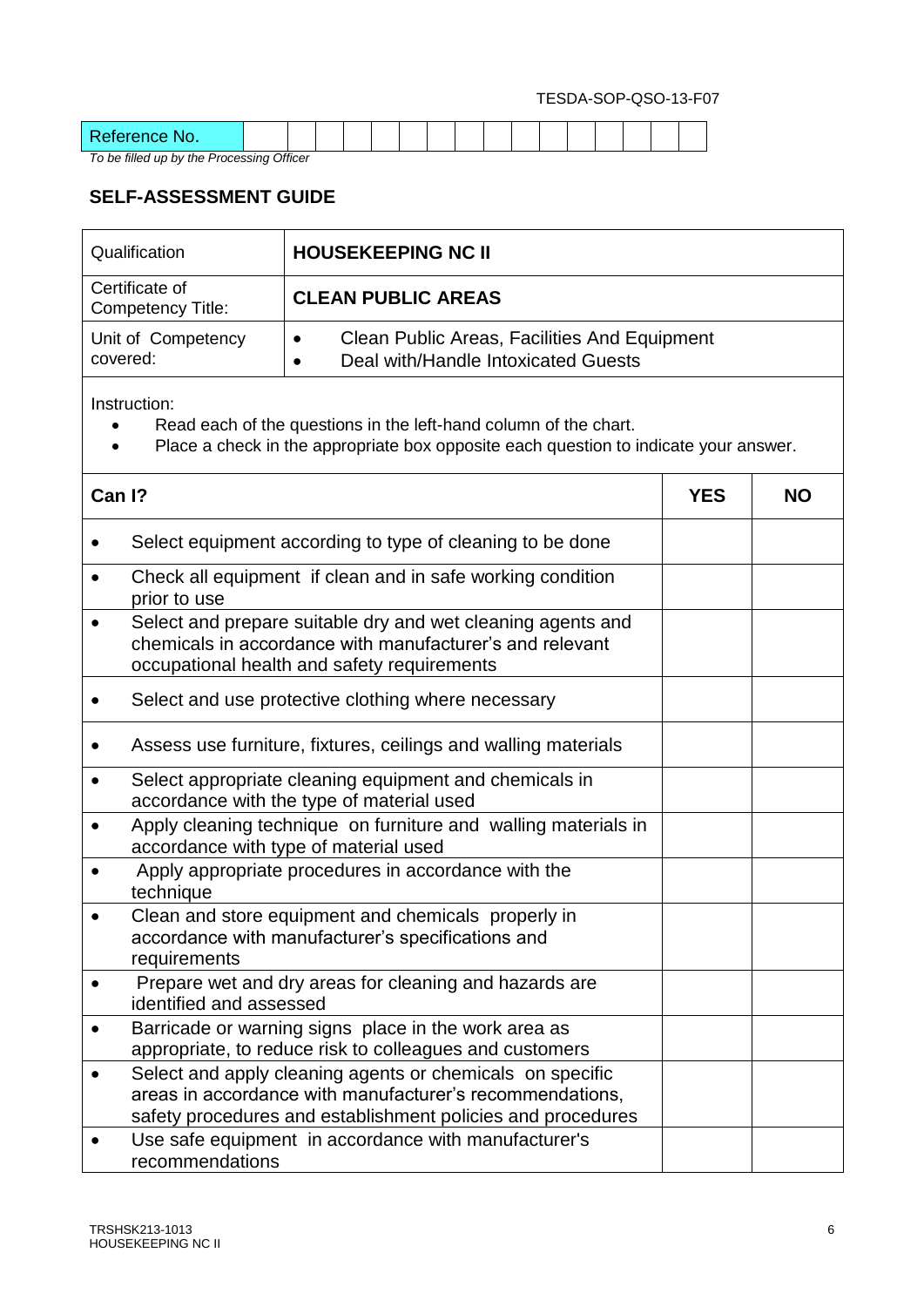TESDA-SOP-QSO-13-F07

| Reference No. | | | | | | | | | | | | | | | | |
|---|---|---|---|---|---|---|---|---|---|---|---|---|---|---|---|---|

*To be filled up by the Processing Officer*

## SELF-ASSESSMENT GUIDE

| Qualification | **HOUSEKEEPING NC II** |
|---|---|
| Certificate of Competency Title: | **CLEAN PUBLIC AREAS** |
| Unit of Competency covered: | • Clean Public Areas, Facilities And Equipment<br>• Deal with/Handle Intoxicated Guests |

Instruction:

- Read each of the questions in the left-hand column of the chart.
- Place a check in the appropriate box opposite each question to indicate your answer.

| **Can I?** | **YES** | **NO** |
|---|---|---|
| • Select equipment according to type of cleaning to be done | | |
| • Check all equipment if clean and in safe working condition prior to use | | |
| • Select and prepare suitable dry and wet cleaning agents and chemicals in accordance with manufacturer's and relevant occupational health and safety requirements | | |
| • Select and use protective clothing where necessary | | |
| • Assess use furniture, fixtures, ceilings and walling materials | | |
| • Select appropriate cleaning equipment and chemicals in accordance with the type of material used | | |
| • Apply cleaning technique on furniture and walling materials in accordance with type of material used | | |
| • Apply appropriate procedures in accordance with the technique | | |
| • Clean and store equipment and chemicals properly in accordance with manufacturer's specifications and requirements | | |
| • Prepare wet and dry areas for cleaning and hazards are identified and assessed | | |
| • Barricade or warning signs place in the work area as appropriate, to reduce risk to colleagues and customers | | |
| • Select and apply cleaning agents or chemicals on specific areas in accordance with manufacturer's recommendations, safety procedures and establishment policies and procedures | | |
| • Use safe equipment in accordance with manufacturer's recommendations | | |

TRSHSK213-1013
HOUSEKEEPING NC II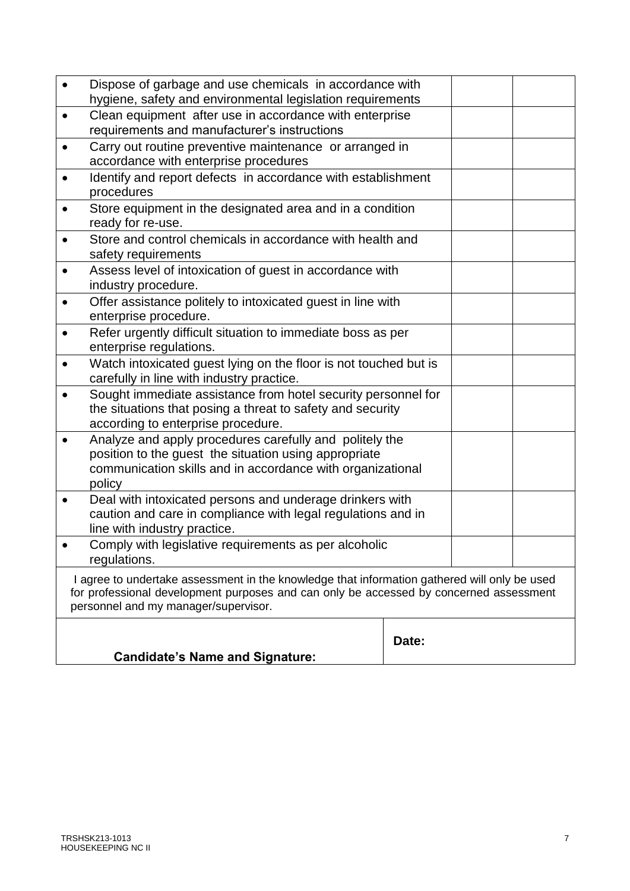| | | |
|---|---|---|
| • Dispose of garbage and use chemicals in accordance with hygiene, safety and environmental legislation requirements | | |
| • Clean equipment after use in accordance with enterprise requirements and manufacturer's instructions | | |
| • Carry out routine preventive maintenance or arranged in accordance with enterprise procedures | | |
| • Identify and report defects in accordance with establishment procedures | | |
| • Store equipment in the designated area and in a condition ready for re-use. | | |
| • Store and control chemicals in accordance with health and safety requirements | | |
| • Assess level of intoxication of guest in accordance with industry procedure. | | |
| • Offer assistance politely to intoxicated guest in line with enterprise procedure. | | |
| • Refer urgently difficult situation to immediate boss as per enterprise regulations. | | |
| • Watch intoxicated guest lying on the floor is not touched but is carefully in line with industry practice. | | |
| • Sought immediate assistance from hotel security personnel for the situations that posing a threat to safety and security according to enterprise procedure. | | |
| • Analyze and apply procedures carefully and politely the position to the guest the situation using appropriate communication skills and in accordance with organizational policy | | |
| • Deal with intoxicated persons and underage drinkers with caution and care in compliance with legal regulations and in line with industry practice. | | |
| • Comply with legislative requirements as per alcoholic regulations. | | |
| I agree to undertake assessment in the knowledge that information gathered will only be used for professional development purposes and can only be accessed by concerned assessment personnel and my manager/supervisor. | | |
| **Candidate's Name and Signature:** | **Date:** | |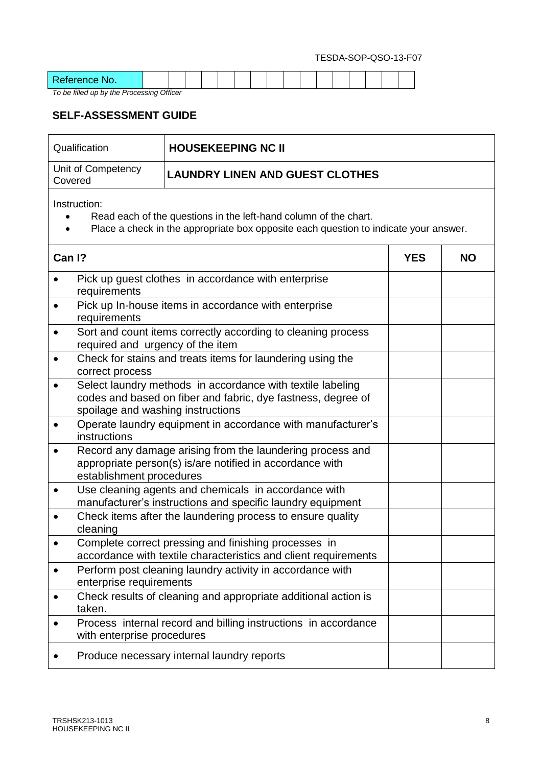TESDA-SOP-QSO-13-F07

| Reference No. | | | | | | | | | | | | | | | | |
|---|---|---|---|---|---|---|---|---|---|---|---|---|---|---|---|---|

*To be filled up by the Processing Officer*

## SELF-ASSESSMENT GUIDE

| Qualification | **HOUSEKEEPING NC II** |
|---|---|
| Unit of Competency Covered | **LAUNDRY LINEN AND GUEST CLOTHES** |

Instruction:

- Read each of the questions in the left-hand column of the chart.
- Place a check in the appropriate box opposite each question to indicate your answer.

| **Can I?** | **YES** | **NO** |
|---|---|---|
| • Pick up guest clothes in accordance with enterprise requirements | | |
| • Pick up In-house items in accordance with enterprise requirements | | |
| • Sort and count items correctly according to cleaning process required and urgency of the item | | |
| • Check for stains and treats items for laundering using the correct process | | |
| • Select laundry methods in accordance with textile labeling codes and based on fiber and fabric, dye fastness, degree of spoilage and washing instructions | | |
| • Operate laundry equipment in accordance with manufacturer's instructions | | |
| • Record any damage arising from the laundering process and appropriate person(s) is/are notified in accordance with establishment procedures | | |
| • Use cleaning agents and chemicals in accordance with manufacturer's instructions and specific laundry equipment | | |
| • Check items after the laundering process to ensure quality cleaning | | |
| • Complete correct pressing and finishing processes in accordance with textile characteristics and client requirements | | |
| • Perform post cleaning laundry activity in accordance with enterprise requirements | | |
| • Check results of cleaning and appropriate additional action is taken. | | |
| • Process internal record and billing instructions in accordance with enterprise procedures | | |
| • Produce necessary internal laundry reports | | |

TRSHSK213-1013
HOUSEKEEPING NC II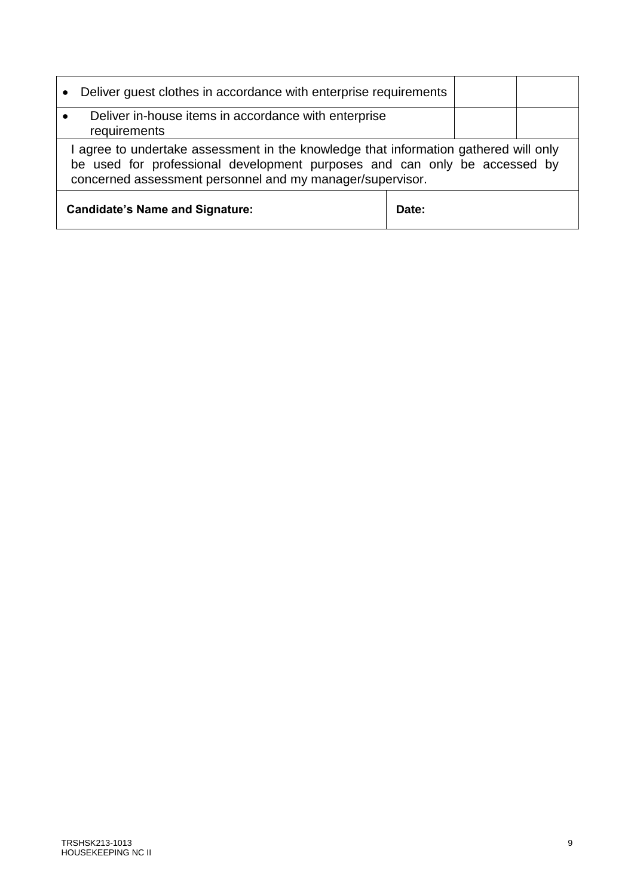| | | |
|---|---|---|
| • Deliver guest clothes in accordance with enterprise requirements | | |
| • Deliver in-house items in accordance with enterprise requirements | | |
| I agree to undertake assessment in the knowledge that information gathered will only be used for professional development purposes and can only be accessed by concerned assessment personnel and my manager/supervisor. | | |
| **Candidate's Name and Signature:** | **Date:** | |